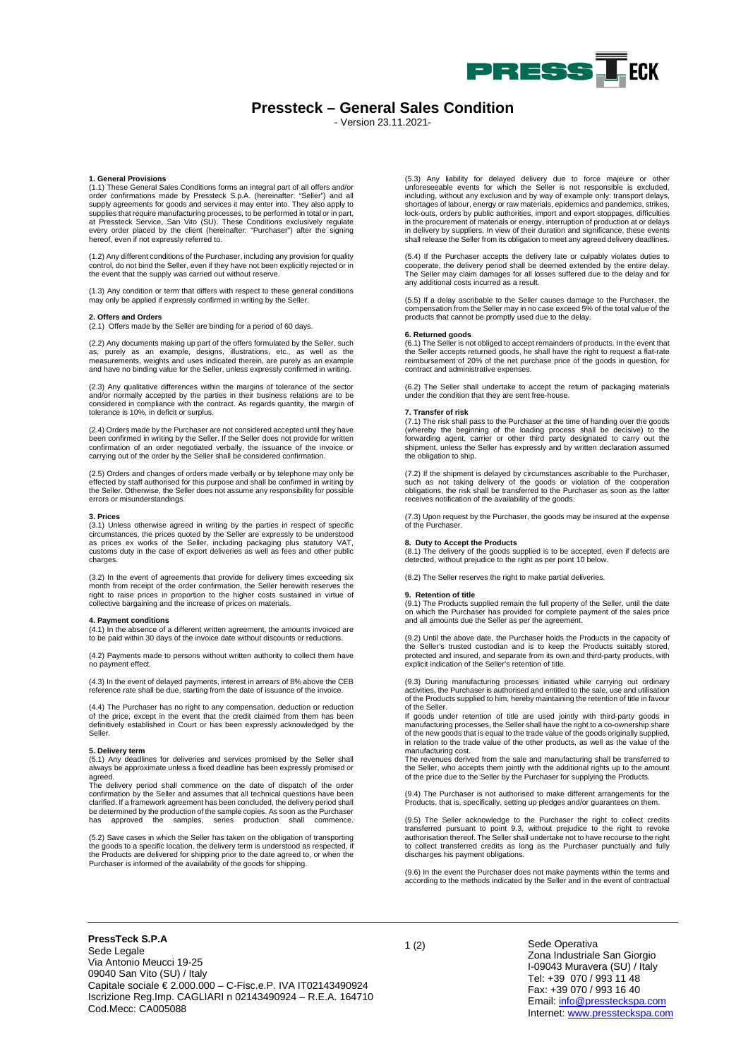# Pressteck – General Sales Condition

- Version 23.11.2021-

**1. General Provisions**

(1.1) These General Sales Conditions forms an integral part of all offers and/or order confirmations made by Pressteck S.p.A. (hereinafter: "Seller") and all supply agreements for goods and services it may enter into. They also apply to supplies that require manufacturing processes, to be performed in total or in part, at Pressteck Service, San Vito (SU). These Conditions exclusively regulate every order placed by the client (hereinafter: "Purchaser") after the signing hereof, even if not expressly referred to.

(1.2) Any different conditions of the Purchaser, including any provision for quality control, do not bind the Seller, even if they have not been explicitly rejected or in the event that the supply was carried out without reserve.

(1.3) Any condition or term that differs with respect to these general conditions may only be applied if expressly confirmed in writing by the Seller.

**2. Offers and Orders**

(2.1) Offers made by the Seller are binding for a period of 60 days.

(2.2) Any documents making up part of the offers formulated by the Seller, such as, purely as an example, designs, illustrations, etc., as well as the measurements, weights and uses indicated therein, are purely as an example and have no binding value for the Seller, unless expressly confirmed in writing.

(2.3) Any qualitative differences within the margins of tolerance of the sector and/or normally accepted by the parties in their business relations are to be considered in compliance with the contract. As regards quantity, the margin of tolerance is 10%, in deficit or surplus.

(2.4) Orders made by the Purchaser are not considered accepted until they have been confirmed in writing by the Seller. If the Seller does not provide for written confirmation of an order negotiated verbally, the issuance of the invoice or carrying out of the order by the Seller shall be considered confirmation.

(2.5) Orders and changes of orders made verbally or by telephone may only be effected by staff authorised for this purpose and shall be confirmed in writing by the Seller. Otherwise, the Seller does not assume any responsibility for possible errors or misunderstandings.

**3. Prices**

(3.1) Unless otherwise agreed in writing by the parties in respect of specific circumstances, the prices quoted by the Seller are expressly to be understood as prices ex works of the Seller, including packaging plus statutory VAT, customs duty in the case of export deliveries as well as fees and other public charges.

(3.2) In the event of agreements that provide for delivery times exceeding six month from receipt of the order confirmation, the Seller herewith reserves the right to raise prices in proportion to the higher costs sustained in virtue of collective bargaining and the increase of prices on materials.

**4. Payment conditions**

(4.1) In the absence of a different written agreement, the amounts invoiced are to be paid within 30 days of the invoice date without discounts or reductions.

(4.2) Payments made to persons without written authority to collect them have no payment effect.

(4.3) In the event of delayed payments, interest in arrears of 8% above the CEB reference rate shall be due, starting from the date of issuance of the invoice.

(4.4) The Purchaser has no right to any compensation, deduction or reduction of the price, except in the event that the credit claimed from them has been definitively established in Court or has been expressly acknowledged by the Seller.

**5. Delivery term**

(5.1) Any deadlines for deliveries and services promised by the Seller shall always be approximate unless a fixed deadline has been expressly promised or agreed.
The delivery period shall commence on the date of dispatch of the order confirmation by the Seller and assumes that all technical questions have been clarified. If a framework agreement has been concluded, the delivery period shall be determined by the production of the sample copies. As soon as the Purchaser has approved the samples, series production shall commence.

(5.2) Save cases in which the Seller has taken on the obligation of transporting the goods to a specific location, the delivery term is understood as respected, if the Products are delivered for shipping prior to the date agreed to, or when the Purchaser is informed of the availability of the goods for shipping.

(5.3) Any liability for delayed delivery due to force majeure or other unforeseeable events for which the Seller is not responsible is excluded, including, without any exclusion and by way of example only: transport delays, shortages of labour, energy or raw materials, epidemics and pandemics, strikes, lock-outs, orders by public authorities, import and export stoppages, difficulties in the procurement of materials or energy, interruption of production at or delays in delivery by suppliers. In view of their duration and significance, these events shall release the Seller from its obligation to meet any agreed delivery deadlines.

(5.4) If the Purchaser accepts the delivery late or culpably violates duties to cooperate, the delivery period shall be deemed extended by the entire delay. The Seller may claim damages for all losses suffered due to the delay and for any additional costs incurred as a result.

(5.5) If a delay ascribable to the Seller causes damage to the Purchaser, the compensation from the Seller may in no case exceed 5% of the total value of the products that cannot be promptly used due to the delay.

**6. Returned goods**

(6.1) The Seller is not obliged to accept remainders of products. In the event that the Seller accepts returned goods, he shall have the right to request a flat-rate reimbursement of 20% of the net purchase price of the goods in question, for contract and administrative expenses.

(6.2) The Seller shall undertake to accept the return of packaging materials under the condition that they are sent free-house.

**7. Transfer of risk**

(7.1) The risk shall pass to the Purchaser at the time of handing over the goods (whereby the beginning of the loading process shall be decisive) to the forwarding agent, carrier or other third party designated to carry out the shipment, unless the Seller has expressly and by written declaration assumed the obligation to ship.

(7.2) If the shipment is delayed by circumstances ascribable to the Purchaser, such as not taking delivery of the goods or violation of the cooperation obligations, the risk shall be transferred to the Purchaser as soon as the latter receives notification of the availability of the goods.

(7.3) Upon request by the Purchaser, the goods may be insured at the expense of the Purchaser.

**8. Duty to Accept the Products**

(8.1) The delivery of the goods supplied is to be accepted, even if defects are detected, without prejudice to the right as per point 10 below.

(8.2) The Seller reserves the right to make partial deliveries.

**9. Retention of title**

(9.1) The Products supplied remain the full property of the Seller, until the date on which the Purchaser has provided for complete payment of the sales price and all amounts due the Seller as per the agreement.

(9.2) Until the above date, the Purchaser holds the Products in the capacity of the Seller's trusted custodian and is to keep the Products suitably stored, protected and insured, and separate from its own and third-party products, with explicit indication of the Seller's retention of title.

(9.3) During manufacturing processes initiated while carrying out ordinary activities, the Purchaser is authorised and entitled to the sale, use and utilisation of the Products supplied to him, hereby maintaining the retention of title in favour of the Seller.
If goods under retention of title are used jointly with third-party goods in manufacturing processes, the Seller shall have the right to a co-ownership share of the new goods that is equal to the trade value of the goods originally supplied, in relation to the trade value of the other products, as well as the value of the manufacturing cost.
The revenues derived from the sale and manufacturing shall be transferred to the Seller, who accepts them jointly with the additional rights up to the amount of the price due to the Seller by the Purchaser for supplying the Products.

(9.4) The Purchaser is not authorised to make different arrangements for the Products, that is, specifically, setting up pledges and/or guarantees on them.

(9.5) The Seller acknowledge to the Purchaser the right to collect credits transferred pursuant to point 9.3, without prejudice to the right to revoke authorisation thereof. The Seller shall undertake not to have recourse to the right to collect transferred credits as long as the Purchaser punctually and fully discharges his payment obligations.

(9.6) In the event the Purchaser does not make payments within the terms and according to the methods indicated by the Seller and in the event of contractual

**PressTeck S.P.A**
Sede Legale
Via Antonio Meucci 19-25
09040 San Vito (SU) / Italy
Capitale sociale € 2.000.000 – C-Fisc.e.P. IVA IT02143490924
Iscrizione Reg.Imp. CAGLIARI n 02143490924 – R.E.A. 164710
Cod.Mecc: CA005088

Sede Operativa
Zona Industriale San Giorgio
I-09043 Muravera (SU) / Italy
Tel: +39 070 / 993 11 48
Fax: +39 070 / 993 16 40
Email: info@pressteckspa.com
Internet: www.pressteckspa.com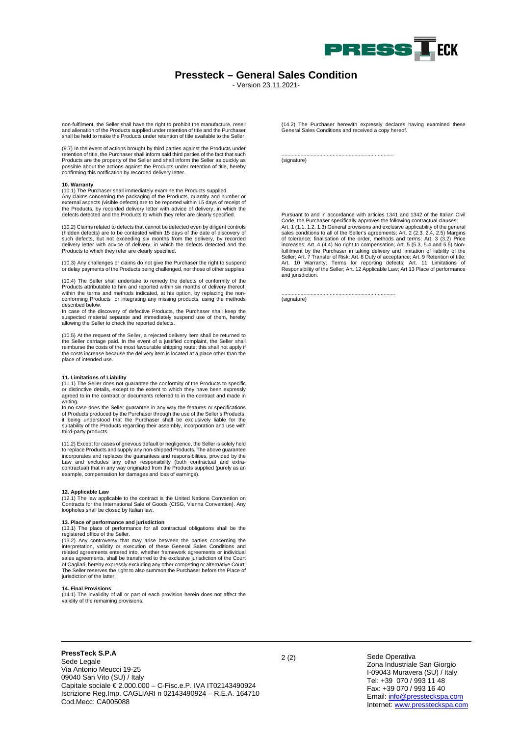# Pressteck – General Sales Condition

- Version 23.11.2021-

non-fulfilment, the Seller shall have the right to prohibit the manufacture, resell and alienation of the Products supplied under retention of title and the Purchaser shall be held to make the Products under retention of title available to the Seller.

(9.7) In the event of actions brought by third parties against the Products under retention of title, the Purchaser shall inform said third parties of the fact that such Products are the property of the Seller and shall inform the Seller as quickly as possible about the actions against the Products under retention of title, hereby confirming this notification by recorded delivery letter.

**10. Warranty**

(10.1) The Purchaser shall immediately examine the Products supplied.
Any claims concerning the packaging of the Products, quantity and number or external aspects (visible defects) are to be reported within 15 days of receipt of the Products, by recorded delivery letter with advice of delivery, in which the defects detected and the Products to which they refer are clearly specified.

(10.2) Claims related to defects that cannot be detected even by diligent controls (hidden defects) are to be contested within 15 days of the date of discovery of such defects, but not exceeding six months from the delivery, by recorded delivery letter with advice of delivery, in which the defects detected and the Products to which they refer are clearly specified.

(10.3) Any challenges or claims do not give the Purchaser the right to suspend or delay payments of the Products being challenged, nor those of other supplies.

(10.4) The Seller shall undertake to remedy the defects of conformity of the Products attributable to him and reported within six months of delivery thereof, within the terms and methods indicated, at his option, by replacing the non-conforming Products or integrating any missing products, using the methods described below.
In case of the discovery of defective Products, the Purchaser shall keep the suspected material separate and immediately suspend use of them, hereby allowing the Seller to check the reported defects.

(10.5) At the request of the Seller, a rejected delivery item shall be returned to the Seller carriage paid. In the event of a justified complaint, the Seller shall reimburse the costs of the most favourable shipping route; this shall not apply if the costs increase because the delivery item is located at a place other than the place of intended use.

**11. Limitations of Liability**

(11.1) The Seller does not guarantee the conformity of the Products to specific or distinctive details, except to the extent to which they have been expressly agreed to in the contract or documents referred to in the contract and made in writing.
In no case does the Seller guarantee in any way the features or specifications of Products produced by the Purchaser through the use of the Seller's Products, it being understood that the Purchaser shall be exclusively liable for the suitability of the Products regarding their assembly, incorporation and use with third-party products.

(11.2) Except for cases of grievous default or negligence, the Seller is solely held to replace Products and supply any non-shipped Products. The above guarantee incorporates and replaces the guarantees and responsibilities, provided by the Law and excludes any other responsibility (both contractual and extra-contractual) that in any way originated from the Products supplied (purely as an example, compensation for damages and loss of earnings).

**12. Applicable Law**

(12.1) The law applicable to the contract is the United Nations Convention on Contracts for the International Sale of Goods (CISG, Vienna Convention). Any loopholes shall be closed by Italian law.

**13. Place of performance and jurisdiction**

(13.1) The place of performance for all contractual obligations shall be the registered office of the Seller.
(13.2) Any controversy that may arise between the parties concerning the interpretation, validity or execution of these General Sales Conditions and related agreements entered into, whether framework agreements or individual sales agreements, shall be transferred to the exclusive jurisdiction of the Court of Cagliari, hereby expressly excluding any other competing or alternative Court. The Seller reserves the right to also summon the Purchaser before the Place of jurisdiction of the latter.

**14. Final Provisions**

(14.1) The invalidity of all or part of each provision herein does not affect the validity of the remaining provisions.

(14.2) The Purchaser herewith expressly declares having examined these General Sales Conditions and received a copy hereof.

..............................................................................
(signature)

Pursuant to and in accordance with articles 1341 and 1342 of the Italian Civil Code, the Purchaser specifically approves the following contractual clauses:
Art. 1 (1.1, 1.2, 1.3) General provisions and exclusive applicability of the general sales conditions to all of the Seller's agreements; Art. 2 (2.3, 2.4, 2.5) Margins of tolerance; finalisation of the order, methods and terms; Art. 3 (3.2) Price increases; Art. 4 (4.4) No right to compensation; Art. 5 (5.3, 5.4 and 5.5) Non-fulfilment by the Purchaser in taking delivery and limitation of liability of the Seller; Art. 7 Transfer of Risk; Art. 8 Duty of acceptance; Art. 9 Retention of title; Art. 10 Warranty; Terms for reporting defects; Art. 11 Limitations of Responsibility of the Seller; Art. 12 Applicable Law; Art 13 Place of performance and jurisdiction.

..............................................................................
(signature)

**PressTeck S.P.A**
Sede Legale
Via Antonio Meucci 19-25
09040 San Vito (SU) / Italy
Capitale sociale € 2.000.000 – C-Fisc.e.P. IVA IT02143490924
Iscrizione Reg.Imp. CAGLIARI n 02143490924 – R.E.A. 164710
Cod.Mecc: CA005088

Sede Operativa
Zona Industriale San Giorgio
I-09043 Muravera (SU) / Italy
Tel: +39 070 / 993 11 48
Fax: +39 070 / 993 16 40
Email: info@pressteckspa.com
Internet: www.pressteckspa.com